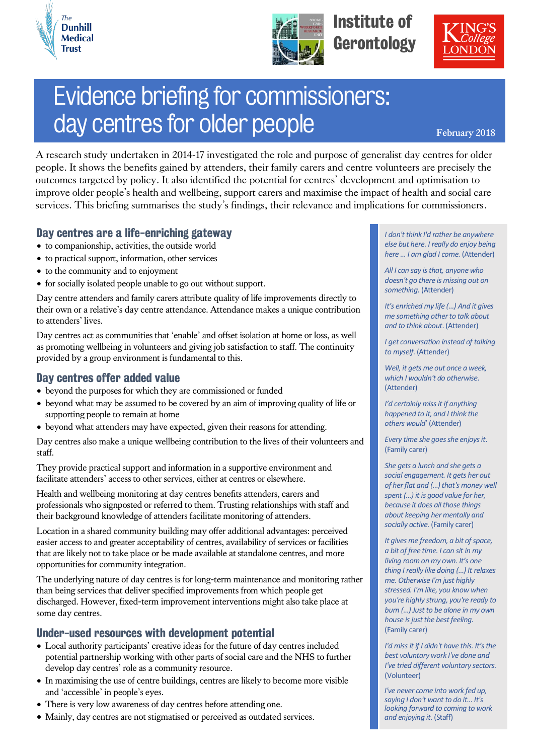The Dunhill Medical Trust

Institute of Gerontology

King's College London

# Evidence briefing for commissioners: day centres for older people

February 2018

A research study undertaken in 2014-17 investigated the role and purpose of generalist day centres for older people. It shows the benefits gained by attenders, their family carers and centre volunteers are precisely the outcomes targeted by policy. It also identified the potential for centres' development and optimisation to improve older people's health and wellbeing, support carers and maximise the impact of health and social care services. This briefing summarises the study's findings, their relevance and implications for commissioners.

## Day centres are a life-enriching gateway

- to companionship, activities, the outside world
- to practical support, information, other services
- to the community and to enjoyment
- for socially isolated people unable to go out without support.

Day centre attenders and family carers attribute quality of life improvements directly to their own or a relative's day centre attendance. Attendance makes a unique contribution to attenders' lives.

Day centres act as communities that 'enable' and offset isolation at home or loss, as well as promoting wellbeing in volunteers and giving job satisfaction to staff. The continuity provided by a group environment is fundamental to this.

## Day centres offer added value

- beyond the purposes for which they are commissioned or funded
- beyond what may be assumed to be covered by an aim of improving quality of life or supporting people to remain at home
- beyond what attenders may have expected, given their reasons for attending.

Day centres also make a unique wellbeing contribution to the lives of their volunteers and staff.

They provide practical support and information in a supportive environment and facilitate attenders' access to other services, either at centres or elsewhere.

Health and wellbeing monitoring at day centres benefits attenders, carers and professionals who signposted or referred to them. Trusting relationships with staff and their background knowledge of attenders facilitate monitoring of attenders.

Location in a shared community building may offer additional advantages: perceived easier access to and greater acceptability of centres, availability of services or facilities that are likely not to take place or be made available at standalone centres, and more opportunities for community integration.

The underlying nature of day centres is for long-term maintenance and monitoring rather than being services that deliver specified improvements from which people get discharged. However, fixed-term improvement interventions might also take place at some day centres.

## Under-used resources with development potential

- Local authority participants' creative ideas for the future of day centres included potential partnership working with other parts of social care and the NHS to further develop day centres' role as a community resource.
- In maximising the use of centre buildings, centres are likely to become more visible and 'accessible' in people's eyes.
- There is very low awareness of day centres before attending one.
- Mainly, day centres are not stigmatised or perceived as outdated services.

*I don't think I'd rather be anywhere else but here. I really do enjoy being here … I am glad I come.* (Attender)

*All I can say is that, anyone who doesn't go there is missing out on something.* (Attender)

*It's enriched my life (…) And it gives me something other to talk about and to think about.* (Attender)

*I get conversation instead of talking to myself.* (Attender)

*Well, it gets me out once a week, which I wouldn't do otherwise.* (Attender)

*I'd certainly miss it if anything happened to it, and I think the others would'* (Attender)

*Every time she goes she enjoys it.* (Family carer)

*She gets a lunch and she gets a social engagement. It gets her out of her flat and (…) that's money well spent (…) it is good value for her, because it does all those things about keeping her mentally and socially active.* (Family carer)

*It gives me freedom, a bit of space, a bit of free time. I can sit in my living room on my own. It's one thing I really like doing (…) It relaxes me. Otherwise I'm just highly stressed. I'm like, you know when you're highly strung, you're ready to burn (…) Just to be alone in my own house is just the best feeling.* (Family carer)

*I'd miss it if I didn't have this. It's the best voluntary work I've done and I've tried different voluntary sectors.* (Volunteer)

*I've never come into work fed up, saying I don't want to do it… It's looking forward to coming to work and enjoying it.* (Staff)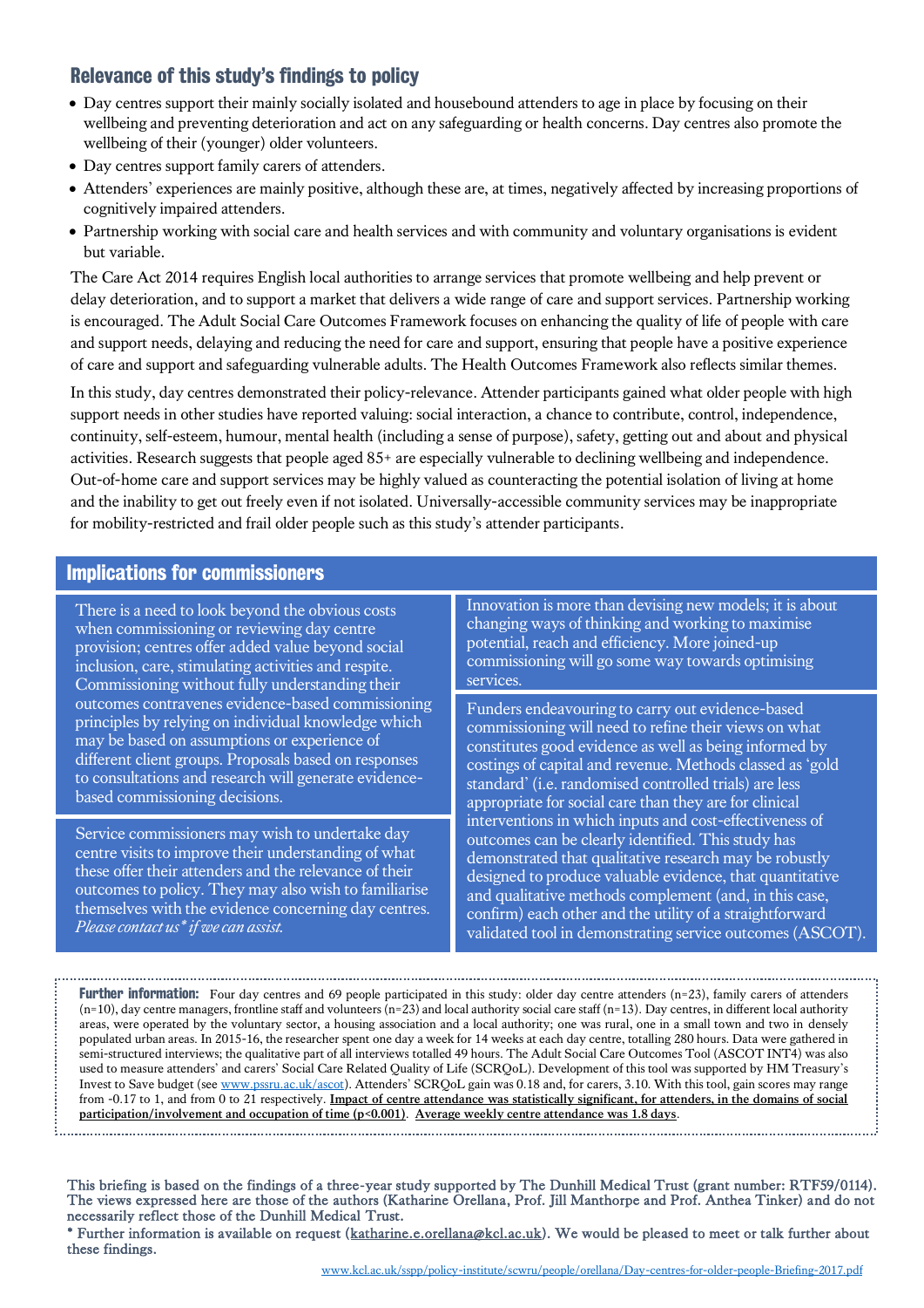## Relevance of this study's findings to policy

- Day centres support their mainly socially isolated and housebound attenders to age in place by focusing on their wellbeing and preventing deterioration and act on any safeguarding or health concerns. Day centres also promote the wellbeing of their (younger) older volunteers.
- Day centres support family carers of attenders.
- Attenders' experiences are mainly positive, although these are, at times, negatively affected by increasing proportions of cognitively impaired attenders.
- Partnership working with social care and health services and with community and voluntary organisations is evident but variable.

The Care Act 2014 requires English local authorities to arrange services that promote wellbeing and help prevent or delay deterioration, and to support a market that delivers a wide range of care and support services. Partnership working is encouraged. The Adult Social Care Outcomes Framework focuses on enhancing the quality of life of people with care and support needs, delaying and reducing the need for care and support, ensuring that people have a positive experience of care and support and safeguarding vulnerable adults. The Health Outcomes Framework also reflects similar themes.

In this study, day centres demonstrated their policy-relevance. Attender participants gained what older people with high support needs in other studies have reported valuing: social interaction, a chance to contribute, control, independence, continuity, self-esteem, humour, mental health (including a sense of purpose), safety, getting out and about and physical activities. Research suggests that people aged 85+ are especially vulnerable to declining wellbeing and independence. Out-of-home care and support services may be highly valued as counteracting the potential isolation of living at home and the inability to get out freely even if not isolated. Universally-accessible community services may be inappropriate for mobility-restricted and frail older people such as this study's attender participants.

## Implications for commissioners

There is a need to look beyond the obvious costs when commissioning or reviewing day centre provision; centres offer added value beyond social inclusion, care, stimulating activities and respite. Commissioning without fully understanding their outcomes contravenes evidence-based commissioning principles by relying on individual knowledge which may be based on assumptions or experience of different client groups. Proposals based on responses to consultations and research will generate evidence-based commissioning decisions.

Service commissioners may wish to undertake day centre visits to improve their understanding of what these offer their attenders and the relevance of their outcomes to policy. They may also wish to familiarise themselves with the evidence concerning day centres. *Please contact us\* if we can assist.*

Innovation is more than devising new models; it is about changing ways of thinking and working to maximise potential, reach and efficiency. More joined-up commissioning will go some way towards optimising services.

Funders endeavouring to carry out evidence-based commissioning will need to refine their views on what constitutes good evidence as well as being informed by costings of capital and revenue. Methods classed as 'gold standard' (i.e. randomised controlled trials) are less appropriate for social care than they are for clinical interventions in which inputs and cost-effectiveness of outcomes can be clearly identified. This study has demonstrated that qualitative research may be robustly designed to produce valuable evidence, that quantitative and qualitative methods complement (and, in this case, confirm) each other and the utility of a straightforward validated tool in demonstrating service outcomes (ASCOT).

**Further information:** Four day centres and 69 people participated in this study: older day centre attenders (n=23), family carers of attenders (n=10), day centre managers, frontline staff and volunteers (n=23) and local authority social care staff (n=13). Day centres, in different local authority areas, were operated by the voluntary sector, a housing association and a local authority; one was rural, one in a small town and two in densely populated urban areas. In 2015-16, the researcher spent one day a week for 14 weeks at each day centre, totalling 280 hours. Data were gathered in semi-structured interviews; the qualitative part of all interviews totalled 49 hours. The Adult Social Care Outcomes Tool (ASCOT INT4) was also used to measure attenders' and carers' Social Care Related Quality of Life (SCRQoL). Development of this tool was supported by HM Treasury's Invest to Save budget (see www.pssru.ac.uk/ascot). Attenders' SCRQoL gain was 0.18 and, for carers, 3.10. With this tool, gain scores may range from -0.17 to 1, and from 0 to 21 respectively. **Impact of centre attendance was statistically significant, for attenders, in the domains of social participation/involvement and occupation of time ($p<0.001$).** **Average weekly centre attendance was 1.8 days.**

**This briefing is based on the findings of a three-year study supported by The Dunhill Medical Trust (grant number: RTF59/0114). The views expressed here are those of the authors (Katharine Orellana, Prof. Jill Manthorpe and Prof. Anthea Tinker) and do not necessarily reflect those of the Dunhill Medical Trust.**

**\* Further information is available on request (katharine.e.orellana@kcl.ac.uk). We would be pleased to meet or talk further about these findings.**

www.kcl.ac.uk/sspp/policy-institute/scwru/people/orellana/Day-centres-for-older-people-Briefing-2017.pdf